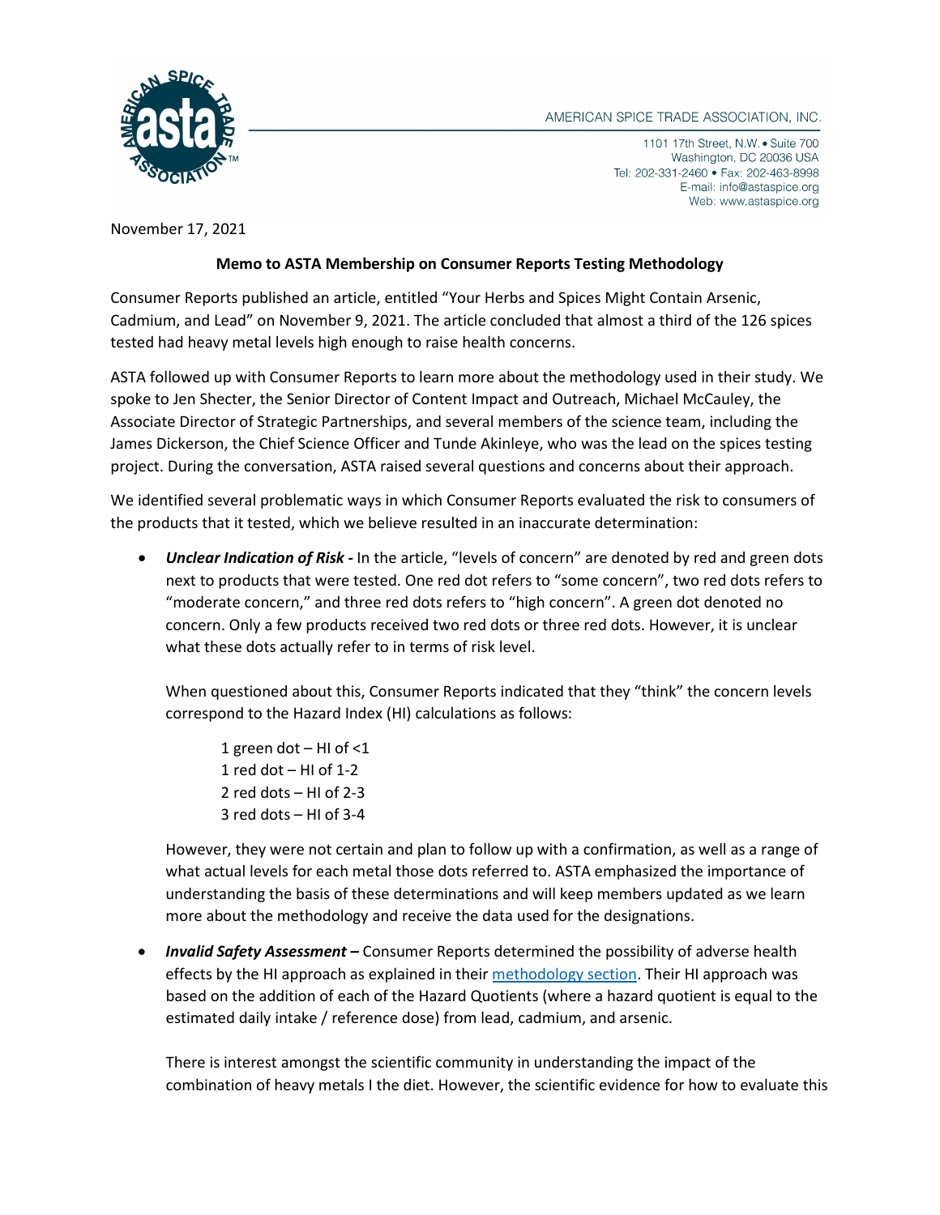AMERICAN SPICE TRADE ASSOCIATION, INC.

1101 17th Street, N.W. • Suite 700
Washington, DC 20036 USA
Tel: 202-331-2460 • Fax: 202-463-8998
E-mail: info@astaspice.org
Web: www.astaspice.org

November 17, 2021

**Memo to ASTA Membership on Consumer Reports Testing Methodology**

Consumer Reports published an article, entitled "Your Herbs and Spices Might Contain Arsenic, Cadmium, and Lead" on November 9, 2021. The article concluded that almost a third of the 126 spices tested had heavy metal levels high enough to raise health concerns.

ASTA followed up with Consumer Reports to learn more about the methodology used in their study. We spoke to Jen Shecter, the Senior Director of Content Impact and Outreach, Michael McCauley, the Associate Director of Strategic Partnerships, and several members of the science team, including the James Dickerson, the Chief Science Officer and Tunde Akinleye, who was the lead on the spices testing project. During the conversation, ASTA raised several questions and concerns about their approach.

We identified several problematic ways in which Consumer Reports evaluated the risk to consumers of the products that it tested, which we believe resulted in an inaccurate determination:

- ***Unclear Indication of Risk -*** In the article, "levels of concern" are denoted by red and green dots next to products that were tested. One red dot refers to "some concern", two red dots refers to "moderate concern," and three red dots refers to "high concern". A green dot denoted no concern. Only a few products received two red dots or three red dots. However, it is unclear what these dots actually refer to in terms of risk level.

  When questioned about this, Consumer Reports indicated that they "think" the concern levels correspond to the Hazard Index (HI) calculations as follows:

  1 green dot – HI of <1
  1 red dot – HI of 1-2
  2 red dots – HI of 2-3
  3 red dots – HI of 3-4

  However, they were not certain and plan to follow up with a confirmation, as well as a range of what actual levels for each metal those dots referred to. ASTA emphasized the importance of understanding the basis of these determinations and will keep members updated as we learn more about the methodology and receive the data used for the designations.

- ***Invalid Safety Assessment –*** Consumer Reports determined the possibility of adverse health effects by the HI approach as explained in their methodology section. Their HI approach was based on the addition of each of the Hazard Quotients (where a hazard quotient is equal to the estimated daily intake / reference dose) from lead, cadmium, and arsenic.

  There is interest amongst the scientific community in understanding the impact of the combination of heavy metals I the diet. However, the scientific evidence for how to evaluate this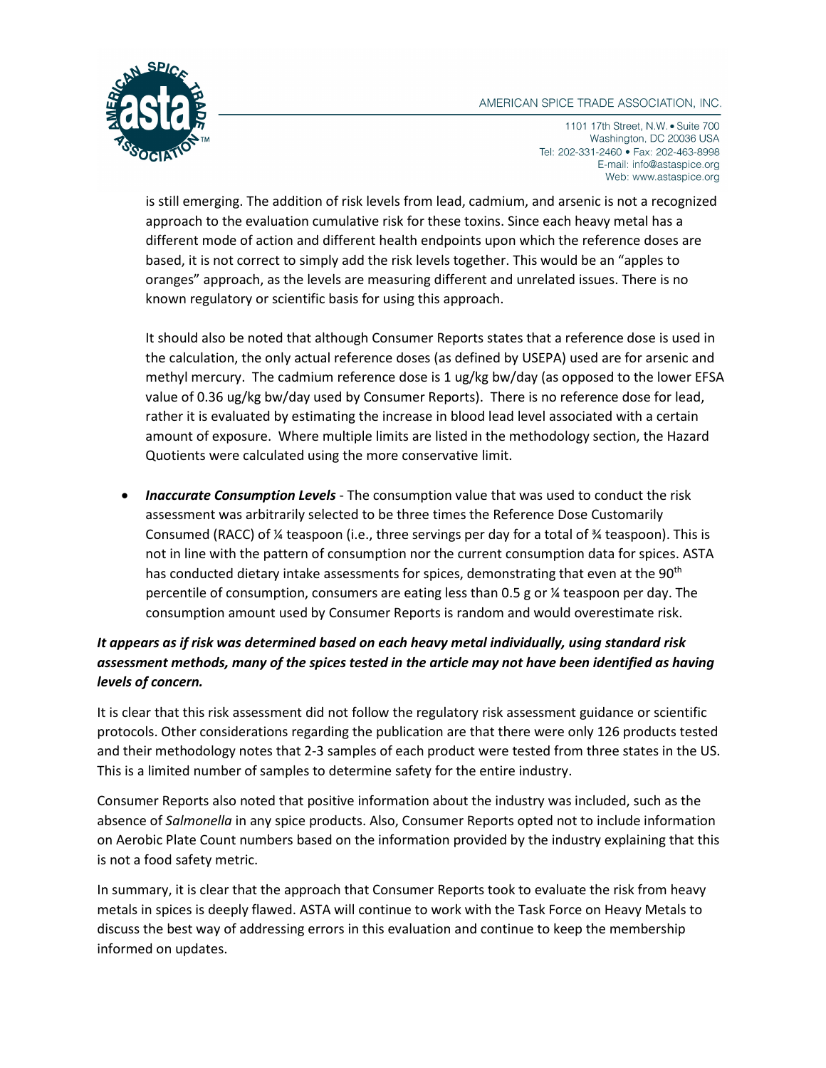is still emerging. The addition of risk levels from lead, cadmium, and arsenic is not a recognized approach to the evaluation cumulative risk for these toxins. Since each heavy metal has a different mode of action and different health endpoints upon which the reference doses are based, it is not correct to simply add the risk levels together. This would be an "apples to oranges" approach, as the levels are measuring different and unrelated issues. There is no known regulatory or scientific basis for using this approach.

It should also be noted that although Consumer Reports states that a reference dose is used in the calculation, the only actual reference doses (as defined by USEPA) used are for arsenic and methyl mercury. The cadmium reference dose is 1 ug/kg bw/day (as opposed to the lower EFSA value of 0.36 ug/kg bw/day used by Consumer Reports). There is no reference dose for lead, rather it is evaluated by estimating the increase in blood lead level associated with a certain amount of exposure. Where multiple limits are listed in the methodology section, the Hazard Quotients were calculated using the more conservative limit.

- ***Inaccurate Consumption Levels*** - The consumption value that was used to conduct the risk assessment was arbitrarily selected to be three times the Reference Dose Customarily Consumed (RACC) of ¼ teaspoon (i.e., three servings per day for a total of ¾ teaspoon). This is not in line with the pattern of consumption nor the current consumption data for spices. ASTA has conducted dietary intake assessments for spices, demonstrating that even at the 90th percentile of consumption, consumers are eating less than 0.5 g or ¼ teaspoon per day. The consumption amount used by Consumer Reports is random and would overestimate risk.

***It appears as if risk was determined based on each heavy metal individually, using standard risk assessment methods, many of the spices tested in the article may not have been identified as having levels of concern.***

It is clear that this risk assessment did not follow the regulatory risk assessment guidance or scientific protocols. Other considerations regarding the publication are that there were only 126 products tested and their methodology notes that 2-3 samples of each product were tested from three states in the US. This is a limited number of samples to determine safety for the entire industry.

Consumer Reports also noted that positive information about the industry was included, such as the absence of *Salmonella* in any spice products. Also, Consumer Reports opted not to include information on Aerobic Plate Count numbers based on the information provided by the industry explaining that this is not a food safety metric.

In summary, it is clear that the approach that Consumer Reports took to evaluate the risk from heavy metals in spices is deeply flawed. ASTA will continue to work with the Task Force on Heavy Metals to discuss the best way of addressing errors in this evaluation and continue to keep the membership informed on updates.